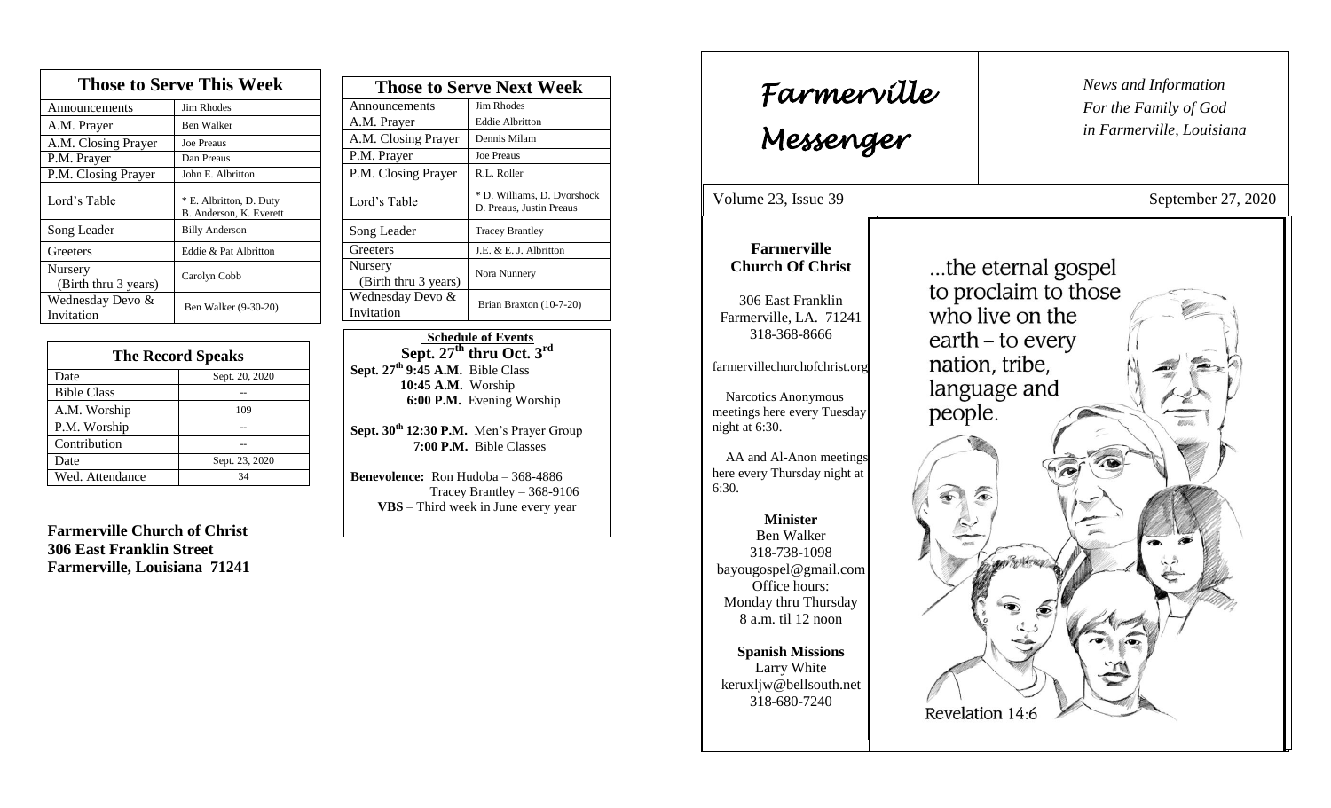# Those to Serve This Week

| Those to Serve This Week | |
|---|---|
| Announcements | Jim Rhodes |
| A.M. Prayer | Ben Walker |
| A.M. Closing Prayer | Joe Preaus |
| P.M. Prayer | Dan Preaus |
| P.M. Closing Prayer | John E. Albritton |
| Lord's Table | * E. Albritton, D. Duty B. Anderson, K. Everett |
| Song Leader | Billy Anderson |
| Greeters | Eddie & Pat Albritton |
| Nursery (Birth thru 3 years) | Carolyn Cobb |
| Wednesday Devo & Invitation | Ben Walker (9-30-20) |

| The Record Speaks | |
|---|---|
| Date | Sept. 20, 2020 |
| Bible Class | -- |
| A.M. Worship | 109 |
| P.M. Worship | -- |
| Contribution | -- |
| Date | Sept. 23, 2020 |
| Wed. Attendance | 34 |

**Farmerville Church of Christ**
**306 East Franklin Street**
**Farmerville, Louisiana 71241**

| Those to Serve Next Week | |
|---|---|
| Announcements | Jim Rhodes |
| A.M. Prayer | Eddie Albritton |
| A.M. Closing Prayer | Dennis Milam |
| P.M. Prayer | Joe Preaus |
| P.M. Closing Prayer | R.L. Roller |
| Lord's Table | * D. Williams, D. Dvorshock D. Preaus, Justin Preaus |
| Song Leader | Tracey Brantley |
| Greeters | J.E. & E. J. Albritton |
| Nursery (Birth thru 3 years) | Nora Nunnery |
| Wednesday Devo & Invitation | Brian Braxton (10-7-20) |

**Schedule of Events**
**Sept. 27th thru Oct. 3rd**

**Sept. 27th 9:45 A.M.** Bible Class
**10:45 A.M.** Worship
**6:00 P.M.** Evening Worship

**Sept. 30th 12:30 P.M.** Men's Prayer Group
**7:00 P.M.** Bible Classes

**Benevolence:** Ron Hudoba – 368-4886
Tracey Brantley – 368-9106
**VBS** – Third week in June every year

# Farmerville Messenger

*News and Information*
*For the Family of God*
*in Farmerville, Louisiana*

Volume 23, Issue 39 — September 27, 2020

**Farmerville Church Of Christ**

306 East Franklin
Farmerville, LA. 71241
318-368-8666

farmervillechurchofchrist.org

Narcotics Anonymous meetings here every Tuesday night at 6:30.

AA and Al-Anon meetings here every Thursday night at 6:30.

**Minister**
Ben Walker
318-738-1098
bayougospel@gmail.com
Office hours:
Monday thru Thursday
8 a.m. til 12 noon

**Spanish Missions**
Larry White
keruxljw@bellsouth.net
318-680-7240

...the eternal gospel to proclaim to those who live on the earth – to every nation, tribe, language and people.

Revelation 14:6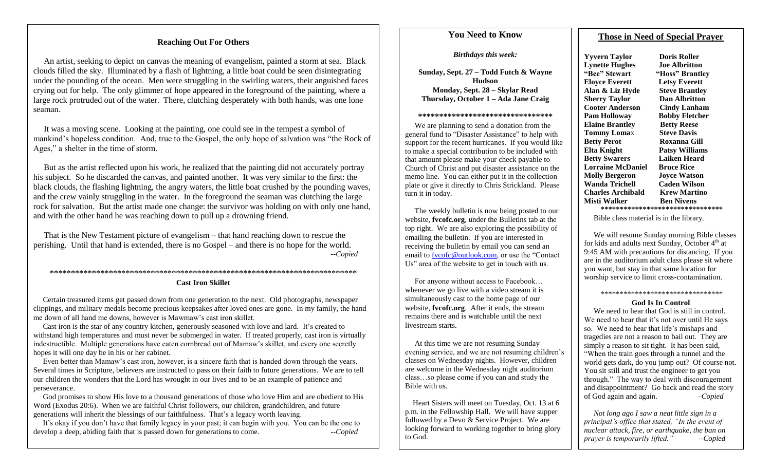## Reaching Out For Others

An artist, seeking to depict on canvas the meaning of evangelism, painted a storm at sea. Black clouds filled the sky. Illuminated by a flash of lightning, a little boat could be seen disintegrating under the pounding of the ocean. Men were struggling in the swirling waters, their anguished faces crying out for help. The only glimmer of hope appeared in the foreground of the painting, where a large rock protruded out of the water. There, clutching desperately with both hands, was one lone seaman.

It was a moving scene. Looking at the painting, one could see in the tempest a symbol of mankind's hopeless condition. And, true to the Gospel, the only hope of salvation was "the Rock of Ages," a shelter in the time of storm.

But as the artist reflected upon his work, he realized that the painting did not accurately portray his subject. So he discarded the canvas, and painted another. It was very similar to the first: the black clouds, the flashing lightning, the angry waters, the little boat crushed by the pounding waves, and the crew vainly struggling in the water. In the foreground the seaman was clutching the large rock for salvation. But the artist made one change: the survivor was holding on with only one hand, and with the other hand he was reaching down to pull up a drowning friend.

That is the New Testament picture of evangelism – that hand reaching down to rescue the perishing. Until that hand is extended, there is no Gospel – and there is no hope for the world.

*--Copied*

*****************************************************************************

## Cast Iron Skillet

Certain treasured items get passed down from one generation to the next. Old photographs, newspaper clippings, and military medals become precious keepsakes after loved ones are gone. In my family, the hand me down of all hand me downs, however is Mawmaw's cast iron skillet.

Cast iron is the star of any country kitchen, generously seasoned with love and lard. It's created to withstand high temperatures and must never be submerged in water. If treated properly, cast iron is virtually indestructible. Multiple generations have eaten cornbread out of Mamaw's skillet, and every one secretly hopes it will one day be in his or her cabinet.

Even better than Mamaw's cast iron, however, is a sincere faith that is handed down through the years. Several times in Scripture, believers are instructed to pass on their faith to future generations. We are to tell our children the wonders that the Lord has wrought in our lives and to be an example of patience and perseverance.

God promises to show His love to a thousand generations of those who love Him and are obedient to His Word (Exodus 20:6). When we are faithful Christ followers, our children, grandchildren, and future generations will inherit the blessings of our faithfulness. That's a legacy worth leaving.

It's okay if you don't have that family legacy in your past; it can begin with you. You can be the one to develop a deep, abiding faith that is passed down for generations to come. *--Copied*

## You Need to Know

***Birthdays this week:***

**Sunday, Sept. 27 – Todd Futch & Wayne Hudson**
**Monday, Sept. 28 – Skylar Read**
**Thursday, October 1 – Ada Jane Craig**

**********************************

We are planning to send a donation from the general fund to "Disaster Assistance" to help with support for the recent hurricanes. If you would like to make a special contribution to be included with that amount please make your check payable to Church of Christ and put disaster assistance on the memo line. You can either put it in the collection plate or give it directly to Chris Strickland. Please turn it in today.

The weekly bulletin is now being posted to our website, **fvcofc.org**, under the Bulletins tab at the top right. We are also exploring the possibility of emailing the bulletin. If you are interested in receiving the bulletin by email you can send an email to fvcofc@outlook.com, or use the "Contact Us" area of the website to get in touch with us.

For anyone without access to Facebook… whenever we go live with a video stream it is simultaneously cast to the home page of our website, **fvcofc.org**. After it ends, the stream remains there and is watchable until the next livestream starts.

At this time we are not resuming Sunday evening service, and we are not resuming children's classes on Wednesday nights. However, children are welcome in the Wednesday night auditorium class…so please come if you can and study the Bible with us.

Heart Sisters will meet on Tuesday, Oct. 13 at 6 p.m. in the Fellowship Hall. We will have supper followed by a Devo & Service Project. We are looking forward to working together to bring glory to God.

## Those in Need of Special Prayer

| | |
|---|---|
| **Yyvern Taylor** | **Doris Roller** |
| **Lynette Hughes** | **Joe Albritton** |
| **"Bee" Stewart** | **"Hoss" Brantley** |
| **Eloyce Everett** | **Letsy Everett** |
| **Alan & Liz Hyde** | **Steve Brantley** |
| **Sherry Taylor** | **Dan Albritton** |
| **Cooter Anderson** | **Cindy Lanham** |
| **Pam Holloway** | **Bobby Fletcher** |
| **Elaine Brantley** | **Betty Reese** |
| **Tommy Lomax** | **Steve Davis** |
| **Betty Perot** | **Roxanna Gill** |
| **Elta Knight** | **Patsy Williams** |
| **Betty Swarers** | **Laiken Heard** |
| **Lorraine McDaniel** | **Bruce Rice** |
| **Molly Bergeron** | **Joyce Watson** |
| **Wanda Trichell** | **Caden Wilson** |
| **Charles Archibald** | **Krew Martino** |
| **Misti Walker** | **Ben Nivens** |

**********************************

Bible class material is in the library.

We will resume Sunday morning Bible classes for kids and adults next Sunday, October 4th at 9:45 AM with precautions for distancing. If you are in the auditorium adult class please sit where you want, but stay in that same location for worship service to limit cross-contamination.

**********************************

### God Is In Control

We need to hear that God is still in control. We need to hear that it's not over until He says so. We need to hear that life's mishaps and tragedies are not a reason to bail out. They are simply a reason to sit tight. It has been said, "When the train goes through a tunnel and the world gets dark, do you jump out? Of course not. You sit still and trust the engineer to get you through." The way to deal with discouragement and disappointment? Go back and read the story of God again and again. *–Copied*

*Not long ago I saw a neat little sign in a principal's office that stated, "In the event of nuclear attack, fire, or earthquake, the ban on prayer is temporarily lifted."* *--Copied*